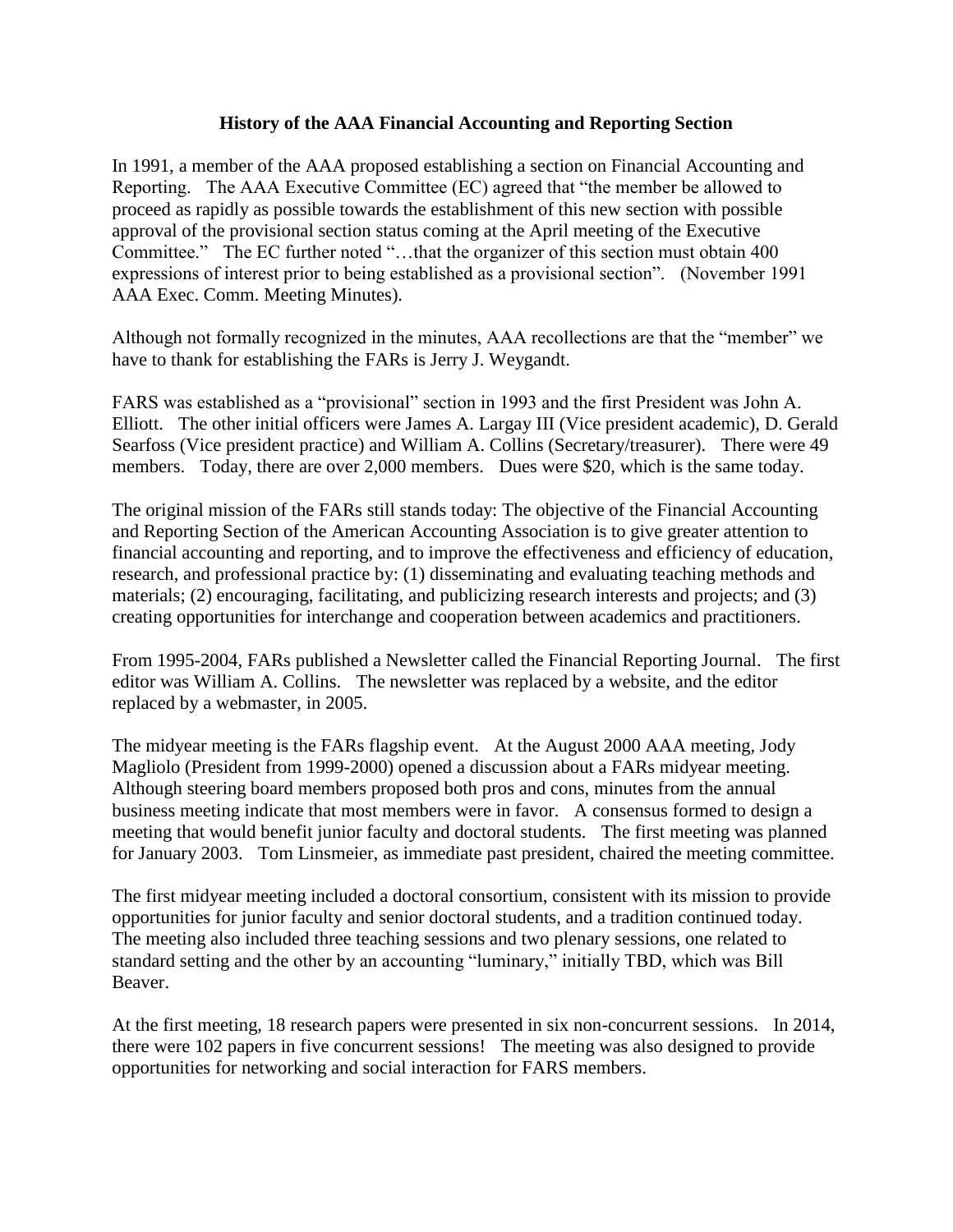# History of the AAA Financial Accounting and Reporting Section

In 1991, a member of the AAA proposed establishing a section on Financial Accounting and Reporting. The AAA Executive Committee (EC) agreed that "the member be allowed to proceed as rapidly as possible towards the establishment of this new section with possible approval of the provisional section status coming at the April meeting of the Executive Committee." The EC further noted "…that the organizer of this section must obtain 400 expressions of interest prior to being established as a provisional section". (November 1991 AAA Exec. Comm. Meeting Minutes).

Although not formally recognized in the minutes, AAA recollections are that the "member" we have to thank for establishing the FARs is Jerry J. Weygandt.

FARS was established as a "provisional" section in 1993 and the first President was John A. Elliott. The other initial officers were James A. Largay III (Vice president academic), D. Gerald Searfoss (Vice president practice) and William A. Collins (Secretary/treasurer). There were 49 members. Today, there are over 2,000 members. Dues were $20, which is the same today.

The original mission of the FARs still stands today: The objective of the Financial Accounting and Reporting Section of the American Accounting Association is to give greater attention to financial accounting and reporting, and to improve the effectiveness and efficiency of education, research, and professional practice by: (1) disseminating and evaluating teaching methods and materials; (2) encouraging, facilitating, and publicizing research interests and projects; and (3) creating opportunities for interchange and cooperation between academics and practitioners.

From 1995-2004, FARs published a Newsletter called the Financial Reporting Journal. The first editor was William A. Collins. The newsletter was replaced by a website, and the editor replaced by a webmaster, in 2005.

The midyear meeting is the FARs flagship event. At the August 2000 AAA meeting, Jody Magliolo (President from 1999-2000) opened a discussion about a FARs midyear meeting. Although steering board members proposed both pros and cons, minutes from the annual business meeting indicate that most members were in favor. A consensus formed to design a meeting that would benefit junior faculty and doctoral students. The first meeting was planned for January 2003. Tom Linsmeier, as immediate past president, chaired the meeting committee.

The first midyear meeting included a doctoral consortium, consistent with its mission to provide opportunities for junior faculty and senior doctoral students, and a tradition continued today. The meeting also included three teaching sessions and two plenary sessions, one related to standard setting and the other by an accounting "luminary," initially TBD, which was Bill Beaver.

At the first meeting, 18 research papers were presented in six non-concurrent sessions. In 2014, there were 102 papers in five concurrent sessions! The meeting was also designed to provide opportunities for networking and social interaction for FARS members.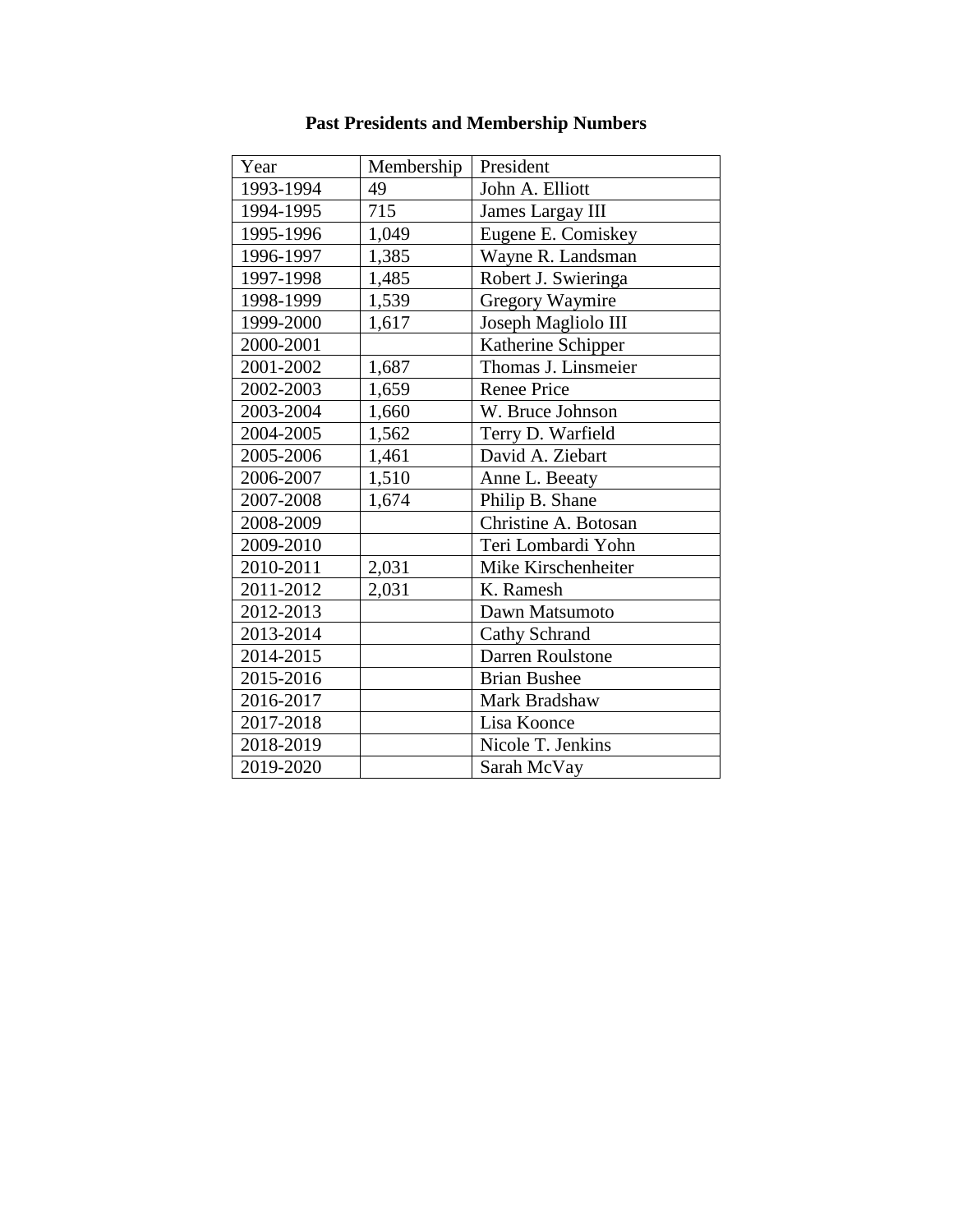**Past Presidents and Membership Numbers**

| Year | Membership | President |
| --- | --- | --- |
| 1993-1994 | 49 | John A. Elliott |
| 1994-1995 | 715 | James Largay III |
| 1995-1996 | 1,049 | Eugene E. Comiskey |
| 1996-1997 | 1,385 | Wayne R. Landsman |
| 1997-1998 | 1,485 | Robert J. Swieringa |
| 1998-1999 | 1,539 | Gregory Waymire |
| 1999-2000 | 1,617 | Joseph Magliolo III |
| 2000-2001 | | Katherine Schipper |
| 2001-2002 | 1,687 | Thomas J. Linsmeier |
| 2002-2003 | 1,659 | Renee Price |
| 2003-2004 | 1,660 | W. Bruce Johnson |
| 2004-2005 | 1,562 | Terry D. Warfield |
| 2005-2006 | 1,461 | David A. Ziebart |
| 2006-2007 | 1,510 | Anne L. Beeaty |
| 2007-2008 | 1,674 | Philip B. Shane |
| 2008-2009 | | Christine A. Botosan |
| 2009-2010 | | Teri Lombardi Yohn |
| 2010-2011 | 2,031 | Mike Kirschenheiter |
| 2011-2012 | 2,031 | K. Ramesh |
| 2012-2013 | | Dawn Matsumoto |
| 2013-2014 | | Cathy Schrand |
| 2014-2015 | | Darren Roulstone |
| 2015-2016 | | Brian Bushee |
| 2016-2017 | | Mark Bradshaw |
| 2017-2018 | | Lisa Koonce |
| 2018-2019 | | Nicole T. Jenkins |
| 2019-2020 | | Sarah McVay |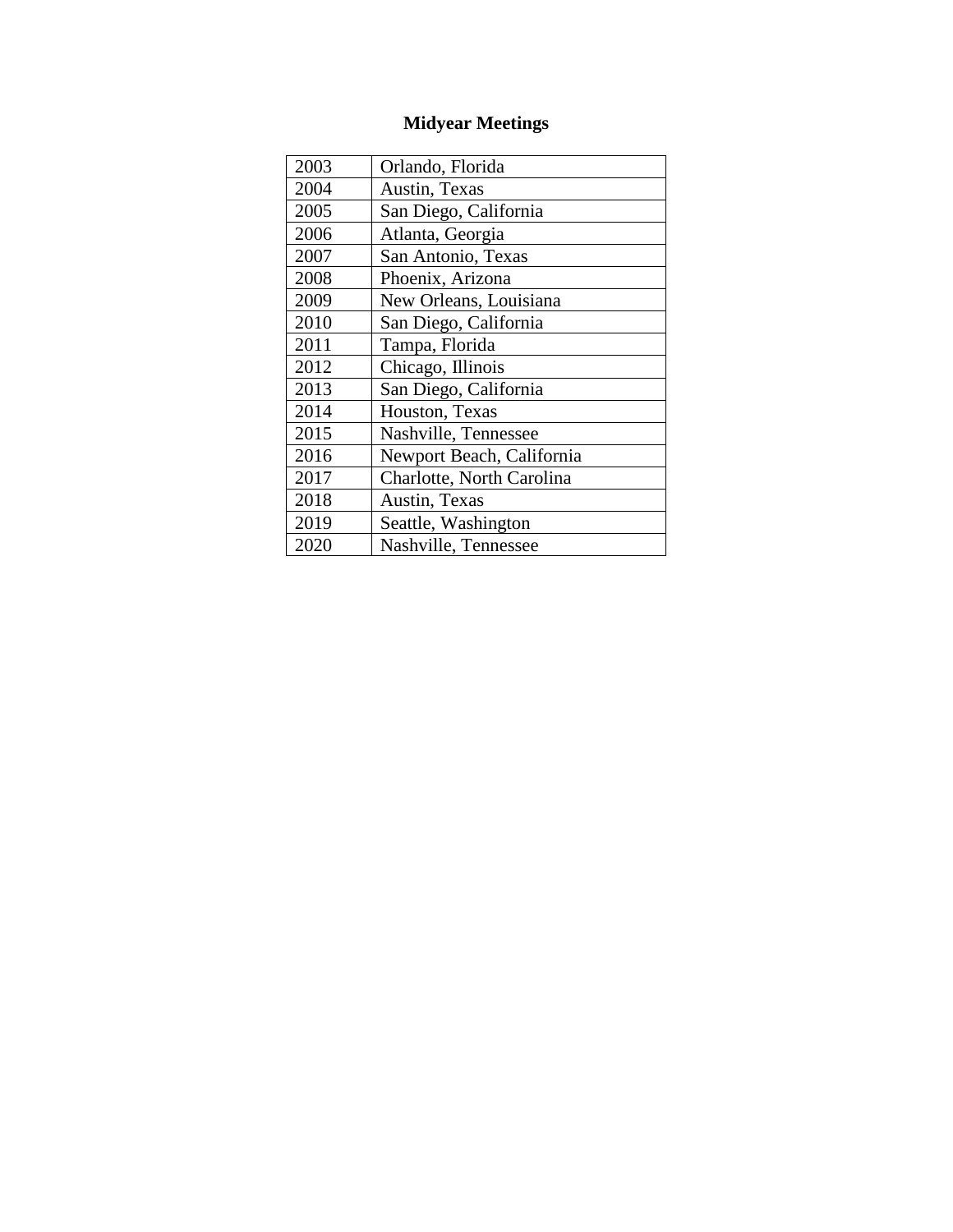# Midyear Meetings

| | |
|---|---|
| 2003 | Orlando, Florida |
| 2004 | Austin, Texas |
| 2005 | San Diego, California |
| 2006 | Atlanta, Georgia |
| 2007 | San Antonio, Texas |
| 2008 | Phoenix, Arizona |
| 2009 | New Orleans, Louisiana |
| 2010 | San Diego, California |
| 2011 | Tampa, Florida |
| 2012 | Chicago, Illinois |
| 2013 | San Diego, California |
| 2014 | Houston, Texas |
| 2015 | Nashville, Tennessee |
| 2016 | Newport Beach, California |
| 2017 | Charlotte, North Carolina |
| 2018 | Austin, Texas |
| 2019 | Seattle, Washington |
| 2020 | Nashville, Tennessee |